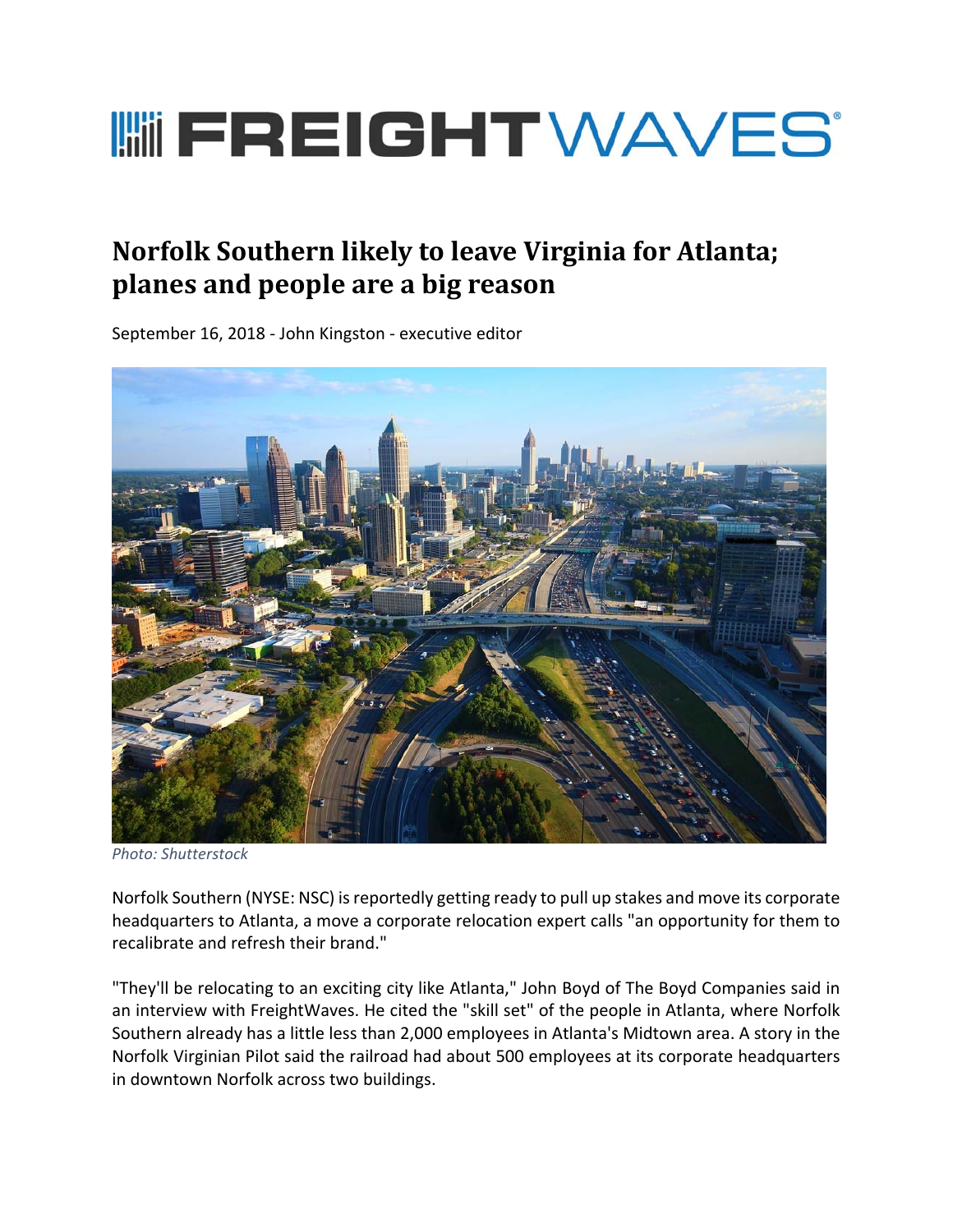# FREIGHTWAVES

## Norfolk Southern likely to leave Virginia for Atlanta; planes and people are a big reason

September 16, 2018 - John Kingston - executive editor

*Photo: Shutterstock*

Norfolk Southern (NYSE: NSC) is reportedly getting ready to pull up stakes and move its corporate headquarters to Atlanta, a move a corporate relocation expert calls "an opportunity for them to recalibrate and refresh their brand."

"They'll be relocating to an exciting city like Atlanta," John Boyd of The Boyd Companies said in an interview with FreightWaves. He cited the "skill set" of the people in Atlanta, where Norfolk Southern already has a little less than 2,000 employees in Atlanta's Midtown area. A story in the Norfolk Virginian Pilot said the railroad had about 500 employees at its corporate headquarters in downtown Norfolk across two buildings.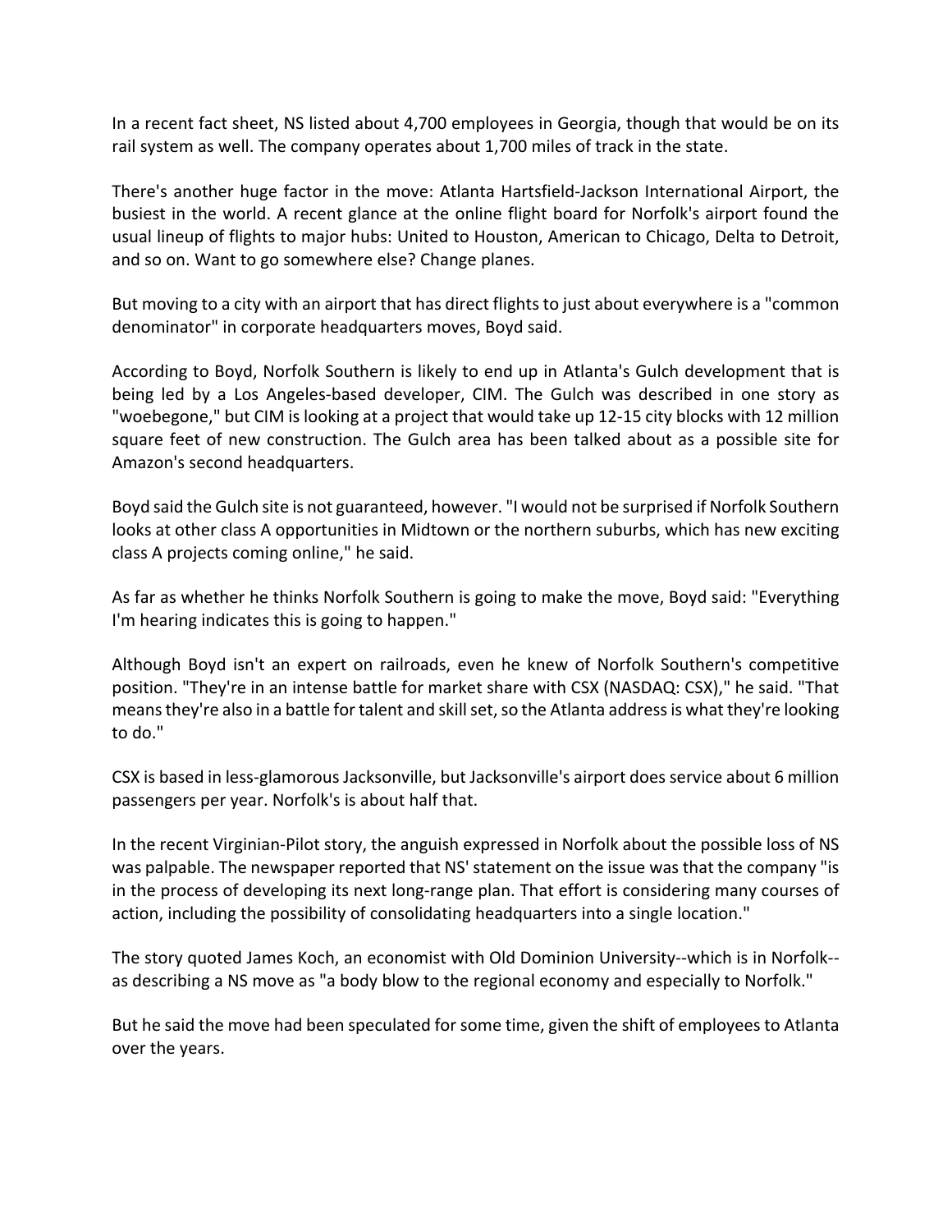In a recent fact sheet, NS listed about 4,700 employees in Georgia, though that would be on its rail system as well. The company operates about 1,700 miles of track in the state.

There's another huge factor in the move: Atlanta Hartsfield-Jackson International Airport, the busiest in the world. A recent glance at the online flight board for Norfolk's airport found the usual lineup of flights to major hubs: United to Houston, American to Chicago, Delta to Detroit, and so on. Want to go somewhere else? Change planes.

But moving to a city with an airport that has direct flights to just about everywhere is a "common denominator" in corporate headquarters moves, Boyd said.

According to Boyd, Norfolk Southern is likely to end up in Atlanta's Gulch development that is being led by a Los Angeles-based developer, CIM. The Gulch was described in one story as "woebegone," but CIM is looking at a project that would take up 12-15 city blocks with 12 million square feet of new construction. The Gulch area has been talked about as a possible site for Amazon's second headquarters.

Boyd said the Gulch site is not guaranteed, however. "I would not be surprised if Norfolk Southern looks at other class A opportunities in Midtown or the northern suburbs, which has new exciting class A projects coming online," he said.

As far as whether he thinks Norfolk Southern is going to make the move, Boyd said: "Everything I'm hearing indicates this is going to happen."

Although Boyd isn't an expert on railroads, even he knew of Norfolk Southern's competitive position. "They're in an intense battle for market share with CSX (NASDAQ: CSX)," he said. "That means they're also in a battle for talent and skill set, so the Atlanta address is what they're looking to do."

CSX is based in less-glamorous Jacksonville, but Jacksonville's airport does service about 6 million passengers per year. Norfolk's is about half that.

In the recent Virginian-Pilot story, the anguish expressed in Norfolk about the possible loss of NS was palpable. The newspaper reported that NS' statement on the issue was that the company "is in the process of developing its next long-range plan. That effort is considering many courses of action, including the possibility of consolidating headquarters into a single location."

The story quoted James Koch, an economist with Old Dominion University--which is in Norfolk--as describing a NS move as "a body blow to the regional economy and especially to Norfolk."

But he said the move had been speculated for some time, given the shift of employees to Atlanta over the years.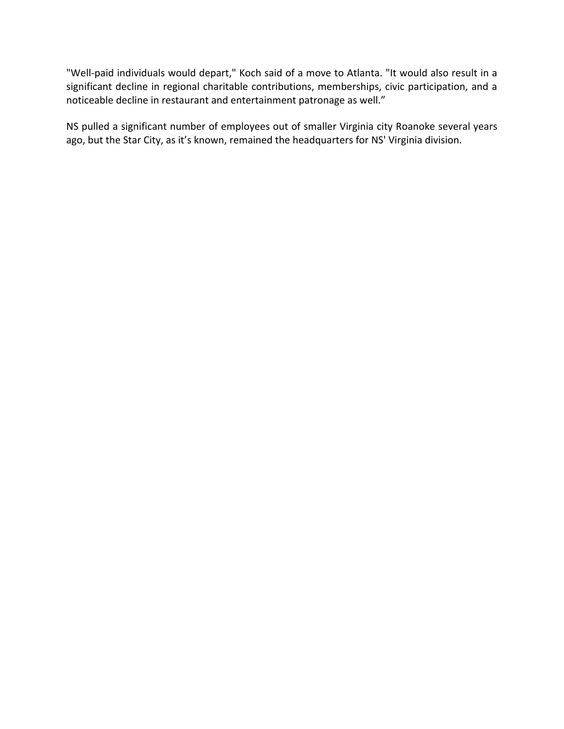"Well-paid individuals would depart," Koch said of a move to Atlanta. "It would also result in a significant decline in regional charitable contributions, memberships, civic participation, and a noticeable decline in restaurant and entertainment patronage as well."

NS pulled a significant number of employees out of smaller Virginia city Roanoke several years ago, but the Star City, as it's known, remained the headquarters for NS' Virginia division.